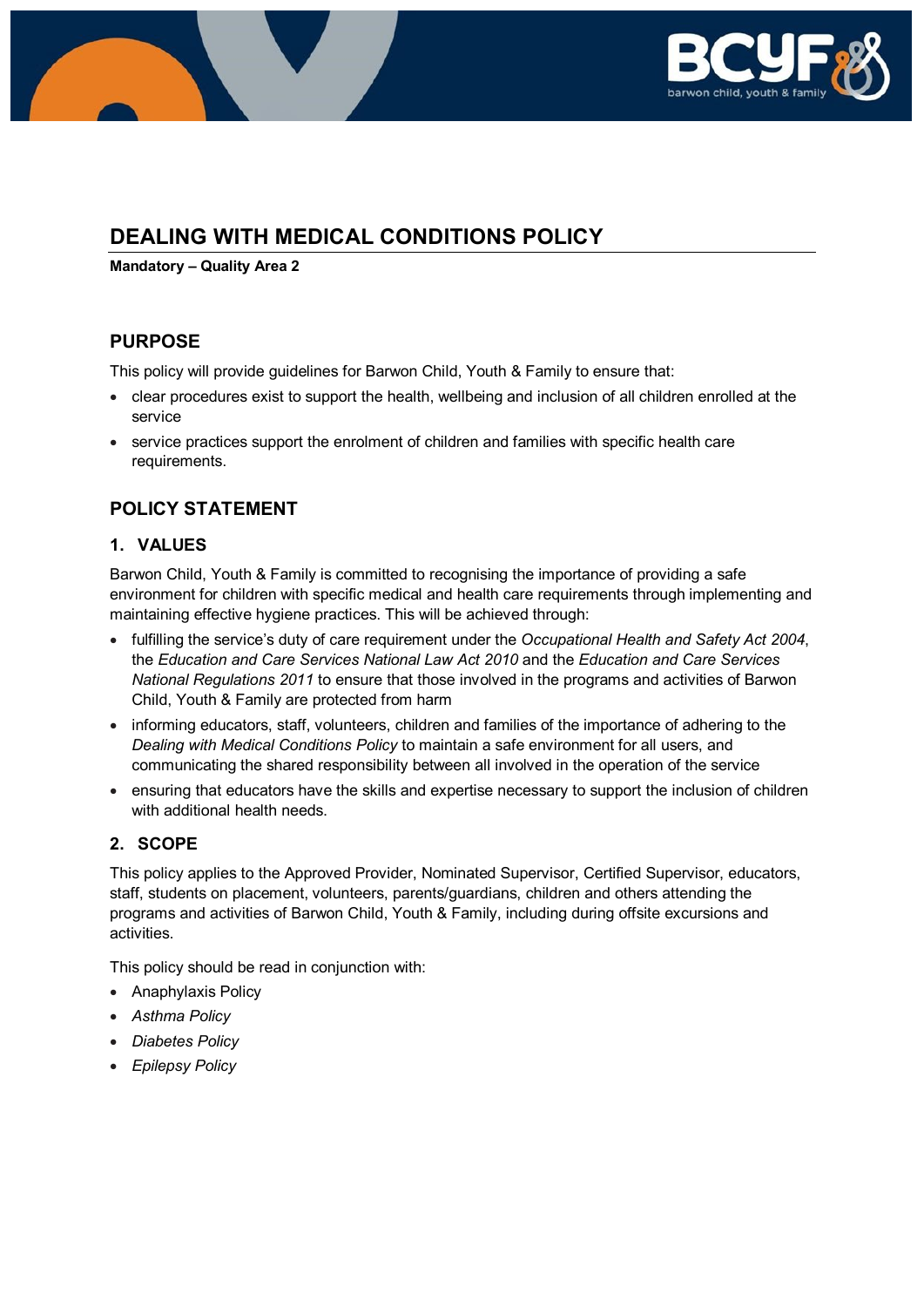# DEALING WITH MEDICAL CONDITIONS POLICY

**Mandatory – Quality Area 2**

## PURPOSE

This policy will provide guidelines for Barwon Child, Youth & Family to ensure that:

- clear procedures exist to support the health, wellbeing and inclusion of all children enrolled at the service
- service practices support the enrolment of children and families with specific health care requirements.

## POLICY STATEMENT

### 1. VALUES

Barwon Child, Youth & Family is committed to recognising the importance of providing a safe environment for children with specific medical and health care requirements through implementing and maintaining effective hygiene practices. This will be achieved through:

- fulfilling the service's duty of care requirement under the *Occupational Health and Safety Act 2004*, the *Education and Care Services National Law Act 2010* and the *Education and Care Services National Regulations 2011* to ensure that those involved in the programs and activities of Barwon Child, Youth & Family are protected from harm
- informing educators, staff, volunteers, children and families of the importance of adhering to the *Dealing with Medical Conditions Policy* to maintain a safe environment for all users, and communicating the shared responsibility between all involved in the operation of the service
- ensuring that educators have the skills and expertise necessary to support the inclusion of children with additional health needs.

### 2. SCOPE

This policy applies to the Approved Provider, Nominated Supervisor, Certified Supervisor, educators, staff, students on placement, volunteers, parents/guardians, children and others attending the programs and activities of Barwon Child, Youth & Family, including during offsite excursions and activities.

This policy should be read in conjunction with:

- Anaphylaxis Policy
- *Asthma Policy*
- *Diabetes Policy*
- *Epilepsy Policy*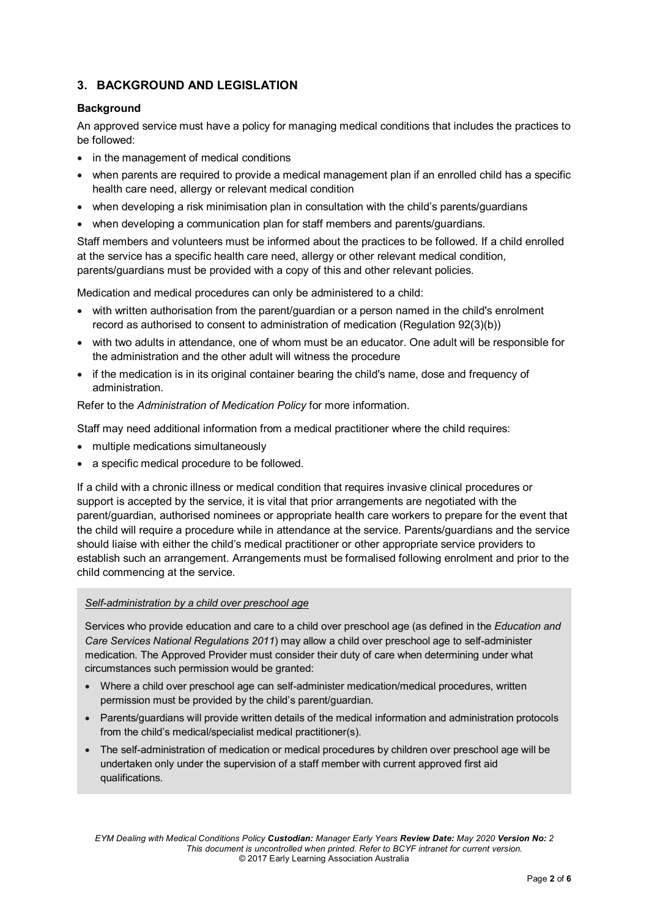## 3. BACKGROUND AND LEGISLATION

### Background

An approved service must have a policy for managing medical conditions that includes the practices to be followed:

- in the management of medical conditions
- when parents are required to provide a medical management plan if an enrolled child has a specific health care need, allergy or relevant medical condition
- when developing a risk minimisation plan in consultation with the child's parents/guardians
- when developing a communication plan for staff members and parents/guardians.

Staff members and volunteers must be informed about the practices to be followed. If a child enrolled at the service has a specific health care need, allergy or other relevant medical condition, parents/guardians must be provided with a copy of this and other relevant policies.

Medication and medical procedures can only be administered to a child:

- with written authorisation from the parent/guardian or a person named in the child's enrolment record as authorised to consent to administration of medication (Regulation 92(3)(b))
- with two adults in attendance, one of whom must be an educator. One adult will be responsible for the administration and the other adult will witness the procedure
- if the medication is in its original container bearing the child's name, dose and frequency of administration.

Refer to the *Administration of Medication Policy* for more information.

Staff may need additional information from a medical practitioner where the child requires:

- multiple medications simultaneously
- a specific medical procedure to be followed.

If a child with a chronic illness or medical condition that requires invasive clinical procedures or support is accepted by the service, it is vital that prior arrangements are negotiated with the parent/guardian, authorised nominees or appropriate health care workers to prepare for the event that the child will require a procedure while in attendance at the service. Parents/guardians and the service should liaise with either the child's medical practitioner or other appropriate service providers to establish such an arrangement. Arrangements must be formalised following enrolment and prior to the child commencing at the service.

*Self-administration by a child over preschool age*

Services who provide education and care to a child over preschool age (as defined in the *Education and Care Services National Regulations 2011*) may allow a child over preschool age to self-administer medication. The Approved Provider must consider their duty of care when determining under what circumstances such permission would be granted:

- Where a child over preschool age can self-administer medication/medical procedures, written permission must be provided by the child's parent/guardian.
- Parents/guardians will provide written details of the medical information and administration protocols from the child's medical/specialist medical practitioner(s).
- The self-administration of medication or medical procedures by children over preschool age will be undertaken only under the supervision of a staff member with current approved first aid qualifications.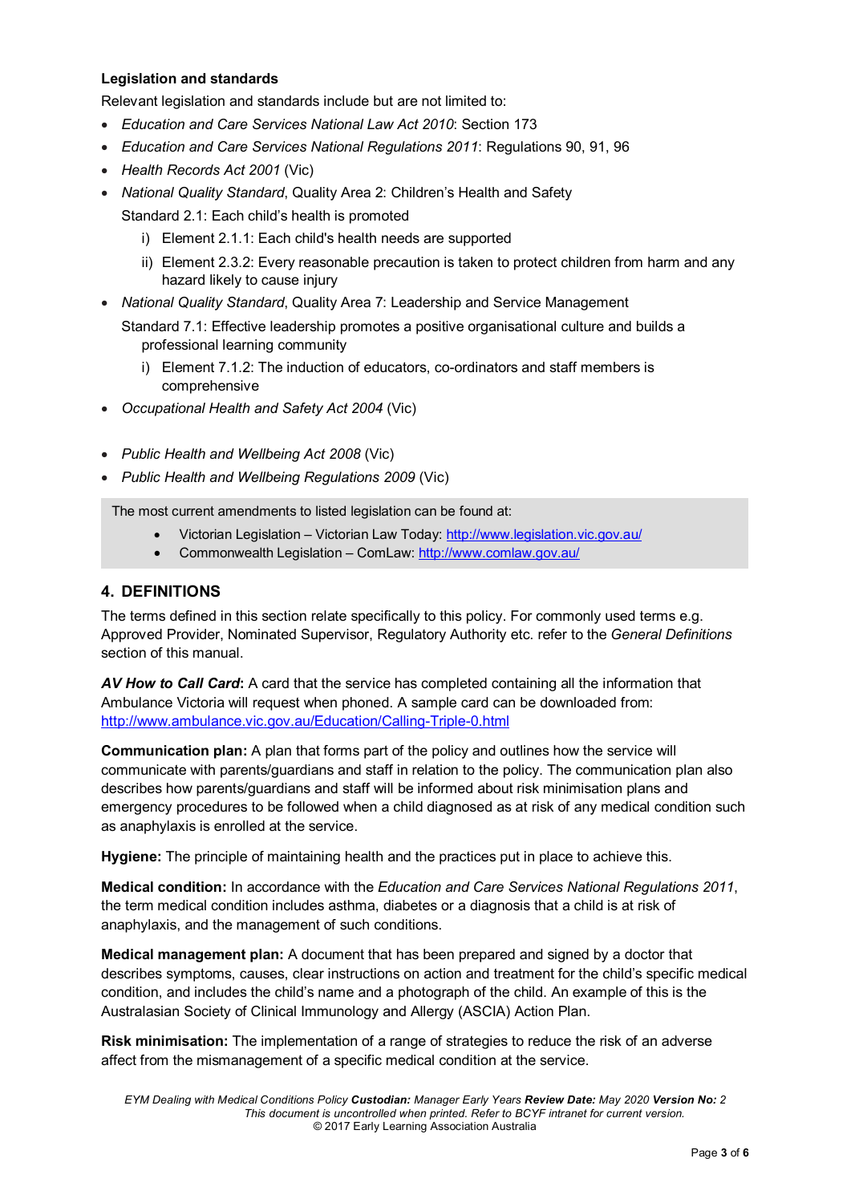**Legislation and standards**

Relevant legislation and standards include but are not limited to:

- *Education and Care Services National Law Act 2010*: Section 173
- *Education and Care Services National Regulations 2011*: Regulations 90, 91, 96
- *Health Records Act 2001* (Vic)
- *National Quality Standard*, Quality Area 2: Children's Health and Safety

  Standard 2.1: Each child's health is promoted

  i) Element 2.1.1: Each child's health needs are supported

  ii) Element 2.3.2: Every reasonable precaution is taken to protect children from harm and any hazard likely to cause injury

- *National Quality Standard*, Quality Area 7: Leadership and Service Management

  Standard 7.1: Effective leadership promotes a positive organisational culture and builds a professional learning community

  i) Element 7.1.2: The induction of educators, co-ordinators and staff members is comprehensive

- *Occupational Health and Safety Act 2004* (Vic)
- *Public Health and Wellbeing Act 2008* (Vic)
- *Public Health and Wellbeing Regulations 2009* (Vic)

> The most current amendments to listed legislation can be found at:
>
> - Victorian Legislation – Victorian Law Today: http://www.legislation.vic.gov.au/
> - Commonwealth Legislation – ComLaw: http://www.comlaw.gov.au/

## 4. DEFINITIONS

The terms defined in this section relate specifically to this policy. For commonly used terms e.g. Approved Provider, Nominated Supervisor, Regulatory Authority etc. refer to the *General Definitions* section of this manual.

***AV How to Call Card*:** A card that the service has completed containing all the information that Ambulance Victoria will request when phoned. A sample card can be downloaded from: http://www.ambulance.vic.gov.au/Education/Calling-Triple-0.html

**Communication plan:** A plan that forms part of the policy and outlines how the service will communicate with parents/guardians and staff in relation to the policy. The communication plan also describes how parents/guardians and staff will be informed about risk minimisation plans and emergency procedures to be followed when a child diagnosed as at risk of any medical condition such as anaphylaxis is enrolled at the service.

**Hygiene:** The principle of maintaining health and the practices put in place to achieve this.

**Medical condition:** In accordance with the *Education and Care Services National Regulations 2011*, the term medical condition includes asthma, diabetes or a diagnosis that a child is at risk of anaphylaxis, and the management of such conditions.

**Medical management plan:** A document that has been prepared and signed by a doctor that describes symptoms, causes, clear instructions on action and treatment for the child's specific medical condition, and includes the child's name and a photograph of the child. An example of this is the Australasian Society of Clinical Immunology and Allergy (ASCIA) Action Plan.

**Risk minimisation:** The implementation of a range of strategies to reduce the risk of an adverse affect from the mismanagement of a specific medical condition at the service.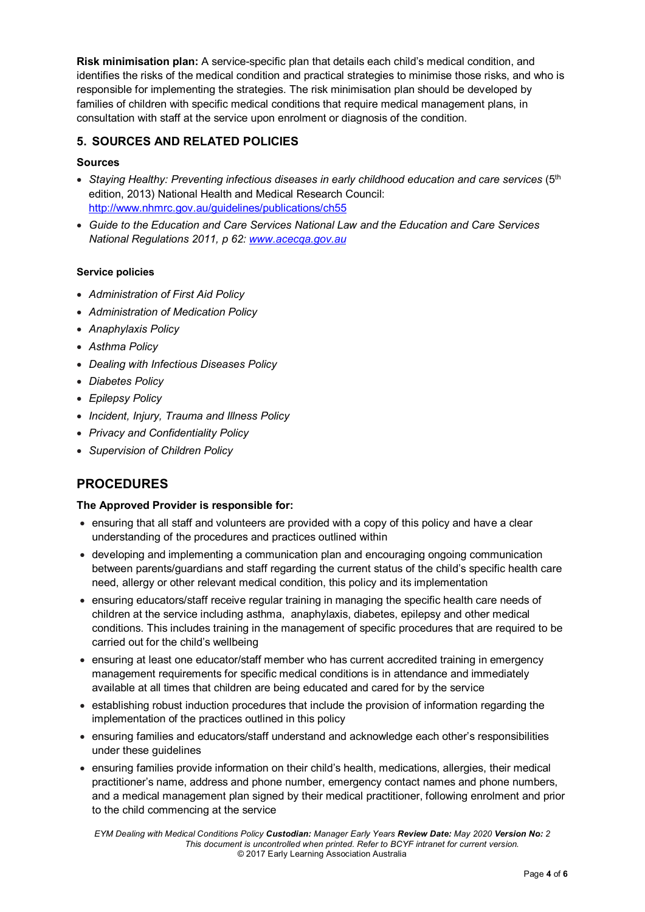**Risk minimisation plan:** A service-specific plan that details each child's medical condition, and identifies the risks of the medical condition and practical strategies to minimise those risks, and who is responsible for implementing the strategies. The risk minimisation plan should be developed by families of children with specific medical conditions that require medical management plans, in consultation with staff at the service upon enrolment or diagnosis of the condition.

## 5. SOURCES AND RELATED POLICIES

### Sources

- *Staying Healthy: Preventing infectious diseases in early childhood education and care services* (5th edition, 2013) National Health and Medical Research Council: http://www.nhmrc.gov.au/guidelines/publications/ch55
- *Guide to the Education and Care Services National Law and the Education and Care Services National Regulations 2011, p 62: www.acecqa.gov.au*

### Service policies

- *Administration of First Aid Policy*
- *Administration of Medication Policy*
- *Anaphylaxis Policy*
- *Asthma Policy*
- *Dealing with Infectious Diseases Policy*
- *Diabetes Policy*
- *Epilepsy Policy*
- *Incident, Injury, Trauma and Illness Policy*
- *Privacy and Confidentiality Policy*
- *Supervision of Children Policy*

# PROCEDURES

### The Approved Provider is responsible for:

- ensuring that all staff and volunteers are provided with a copy of this policy and have a clear understanding of the procedures and practices outlined within
- developing and implementing a communication plan and encouraging ongoing communication between parents/guardians and staff regarding the current status of the child's specific health care need, allergy or other relevant medical condition, this policy and its implementation
- ensuring educators/staff receive regular training in managing the specific health care needs of children at the service including asthma, anaphylaxis, diabetes, epilepsy and other medical conditions. This includes training in the management of specific procedures that are required to be carried out for the child's wellbeing
- ensuring at least one educator/staff member who has current accredited training in emergency management requirements for specific medical conditions is in attendance and immediately available at all times that children are being educated and cared for by the service
- establishing robust induction procedures that include the provision of information regarding the implementation of the practices outlined in this policy
- ensuring families and educators/staff understand and acknowledge each other's responsibilities under these guidelines
- ensuring families provide information on their child's health, medications, allergies, their medical practitioner's name, address and phone number, emergency contact names and phone numbers, and a medical management plan signed by their medical practitioner, following enrolment and prior to the child commencing at the service

*EYM Dealing with Medical Conditions Policy* ***Custodian:*** *Manager Early Years* ***Review Date:*** *May 2020* ***Version No:*** *2*
*This document is uncontrolled when printed. Refer to BCYF intranet for current version.*
© 2017 Early Learning Association Australia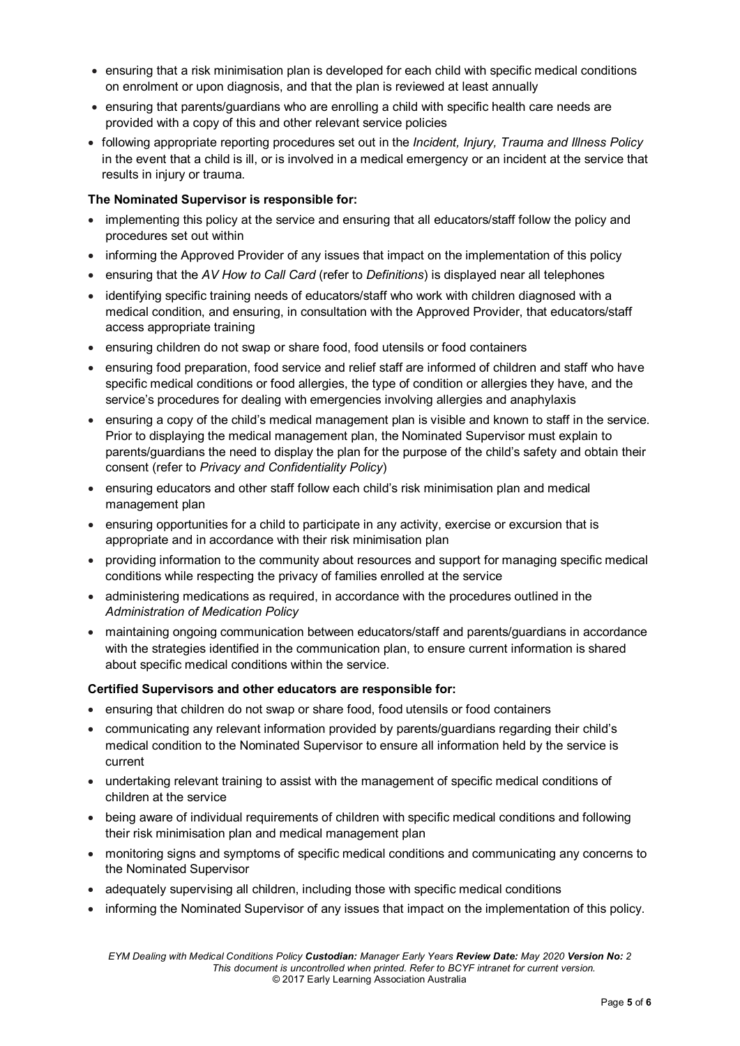- ensuring that a risk minimisation plan is developed for each child with specific medical conditions on enrolment or upon diagnosis, and that the plan is reviewed at least annually
- ensuring that parents/guardians who are enrolling a child with specific health care needs are provided with a copy of this and other relevant service policies
- following appropriate reporting procedures set out in the *Incident, Injury, Trauma and Illness Policy* in the event that a child is ill, or is involved in a medical emergency or an incident at the service that results in injury or trauma.

**The Nominated Supervisor is responsible for:**

- implementing this policy at the service and ensuring that all educators/staff follow the policy and procedures set out within
- informing the Approved Provider of any issues that impact on the implementation of this policy
- ensuring that the *AV How to Call Card* (refer to *Definitions*) is displayed near all telephones
- identifying specific training needs of educators/staff who work with children diagnosed with a medical condition, and ensuring, in consultation with the Approved Provider, that educators/staff access appropriate training
- ensuring children do not swap or share food, food utensils or food containers
- ensuring food preparation, food service and relief staff are informed of children and staff who have specific medical conditions or food allergies, the type of condition or allergies they have, and the service's procedures for dealing with emergencies involving allergies and anaphylaxis
- ensuring a copy of the child's medical management plan is visible and known to staff in the service. Prior to displaying the medical management plan, the Nominated Supervisor must explain to parents/guardians the need to display the plan for the purpose of the child's safety and obtain their consent (refer to *Privacy and Confidentiality Policy*)
- ensuring educators and other staff follow each child's risk minimisation plan and medical management plan
- ensuring opportunities for a child to participate in any activity, exercise or excursion that is appropriate and in accordance with their risk minimisation plan
- providing information to the community about resources and support for managing specific medical conditions while respecting the privacy of families enrolled at the service
- administering medications as required, in accordance with the procedures outlined in the *Administration of Medication Policy*
- maintaining ongoing communication between educators/staff and parents/guardians in accordance with the strategies identified in the communication plan, to ensure current information is shared about specific medical conditions within the service.

**Certified Supervisors and other educators are responsible for:**

- ensuring that children do not swap or share food, food utensils or food containers
- communicating any relevant information provided by parents/guardians regarding their child's medical condition to the Nominated Supervisor to ensure all information held by the service is current
- undertaking relevant training to assist with the management of specific medical conditions of children at the service
- being aware of individual requirements of children with specific medical conditions and following their risk minimisation plan and medical management plan
- monitoring signs and symptoms of specific medical conditions and communicating any concerns to the Nominated Supervisor
- adequately supervising all children, including those with specific medical conditions
- informing the Nominated Supervisor of any issues that impact on the implementation of this policy.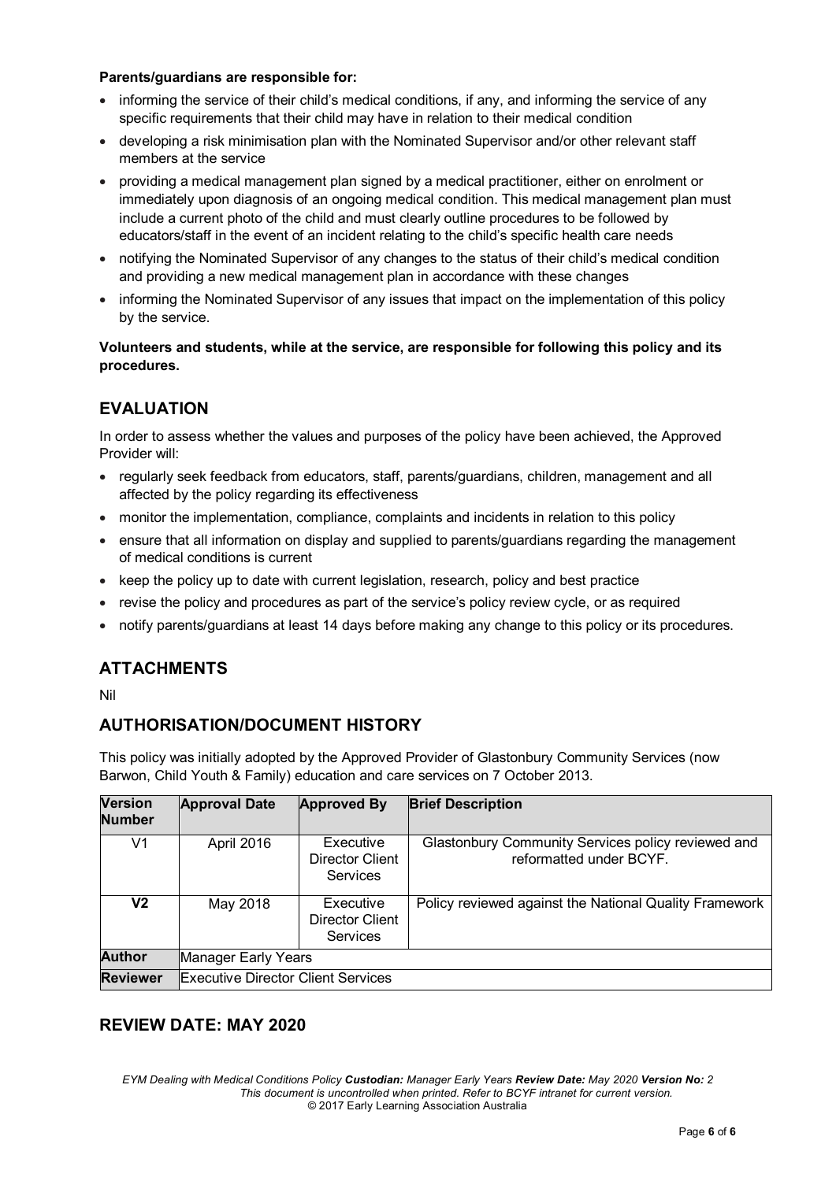**Parents/guardians are responsible for:**

- informing the service of their child's medical conditions, if any, and informing the service of any specific requirements that their child may have in relation to their medical condition
- developing a risk minimisation plan with the Nominated Supervisor and/or other relevant staff members at the service
- providing a medical management plan signed by a medical practitioner, either on enrolment or immediately upon diagnosis of an ongoing medical condition. This medical management plan must include a current photo of the child and must clearly outline procedures to be followed by educators/staff in the event of an incident relating to the child's specific health care needs
- notifying the Nominated Supervisor of any changes to the status of their child's medical condition and providing a new medical management plan in accordance with these changes
- informing the Nominated Supervisor of any issues that impact on the implementation of this policy by the service.

**Volunteers and students, while at the service, are responsible for following this policy and its procedures.**

## EVALUATION

In order to assess whether the values and purposes of the policy have been achieved, the Approved Provider will:

- regularly seek feedback from educators, staff, parents/guardians, children, management and all affected by the policy regarding its effectiveness
- monitor the implementation, compliance, complaints and incidents in relation to this policy
- ensure that all information on display and supplied to parents/guardians regarding the management of medical conditions is current
- keep the policy up to date with current legislation, research, policy and best practice
- revise the policy and procedures as part of the service's policy review cycle, or as required
- notify parents/guardians at least 14 days before making any change to this policy or its procedures.

## ATTACHMENTS

Nil

## AUTHORISATION/DOCUMENT HISTORY

This policy was initially adopted by the Approved Provider of Glastonbury Community Services (now Barwon, Child Youth & Family) education and care services on 7 October 2013.

| Version Number | Approval Date | Approved By | Brief Description |
|---|---|---|---|
| V1 | April 2016 | Executive Director Client Services | Glastonbury Community Services policy reviewed and reformatted under BCYF. |
| **V2** | May 2018 | Executive Director Client Services | Policy reviewed against the National Quality Framework |
| **Author** | Manager Early Years | | |
| **Reviewer** | Executive Director Client Services | | |

## REVIEW DATE: MAY 2020

*EYM Dealing with Medical Conditions Policy* ***Custodian:*** *Manager Early Years* ***Review Date:*** *May 2020* ***Version No:*** *2*
*This document is uncontrolled when printed. Refer to BCYF intranet for current version.*
© 2017 Early Learning Association Australia